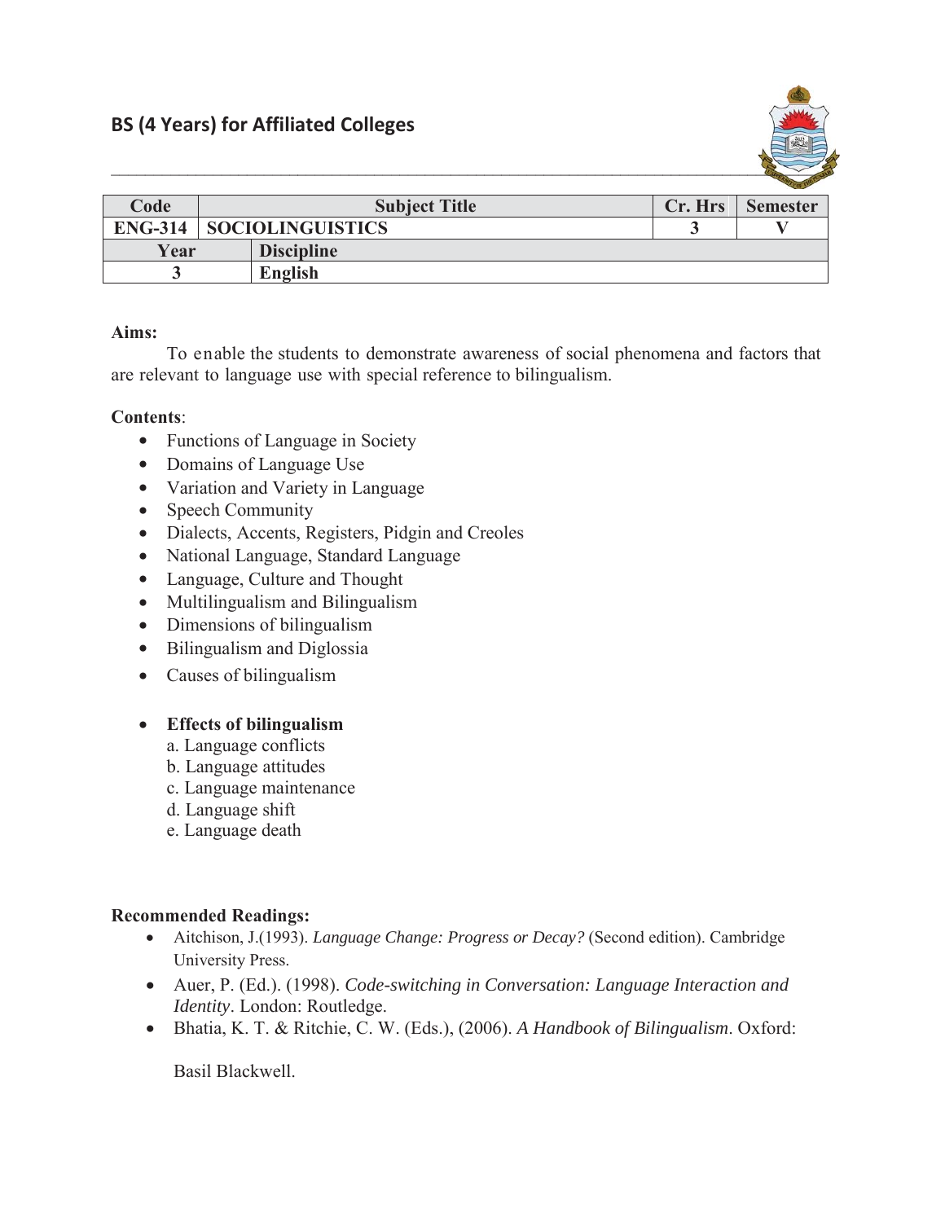## BS (4 Years) for Affiliated Colleges

| Code | Subject Title | | Cr. Hrs | Semester |
|---|---|---|---|---|
| ENG-314 | SOCIOLINGUISTICS | | 3 | V |
| Year | | Discipline | | |
| 3 | | English | | |

**Aims:**

To enable the students to demonstrate awareness of social phenomena and factors that are relevant to language use with special reference to bilingualism.

**Contents**:

- Functions of Language in Society
- Domains of Language Use
- Variation and Variety in Language
- Speech Community
- Dialects, Accents, Registers, Pidgin and Creoles
- National Language, Standard Language
- Language, Culture and Thought
- Multilingualism and Bilingualism
- Dimensions of bilingualism
- Bilingualism and Diglossia
- Causes of bilingualism
- **Effects of bilingualism**
  a. Language conflicts
  b. Language attitudes
  c. Language maintenance
  d. Language shift
  e. Language death

**Recommended Readings:**

- Aitchison, J.(1993). *Language Change: Progress or Decay?* (Second edition). Cambridge University Press.
- Auer, P. (Ed.). (1998). *Code-switching in Conversation: Language Interaction and Identity*. London: Routledge.
- Bhatia, K. T. & Ritchie, C. W. (Eds.), (2006). *A Handbook of Bilingualism*. Oxford: Basil Blackwell.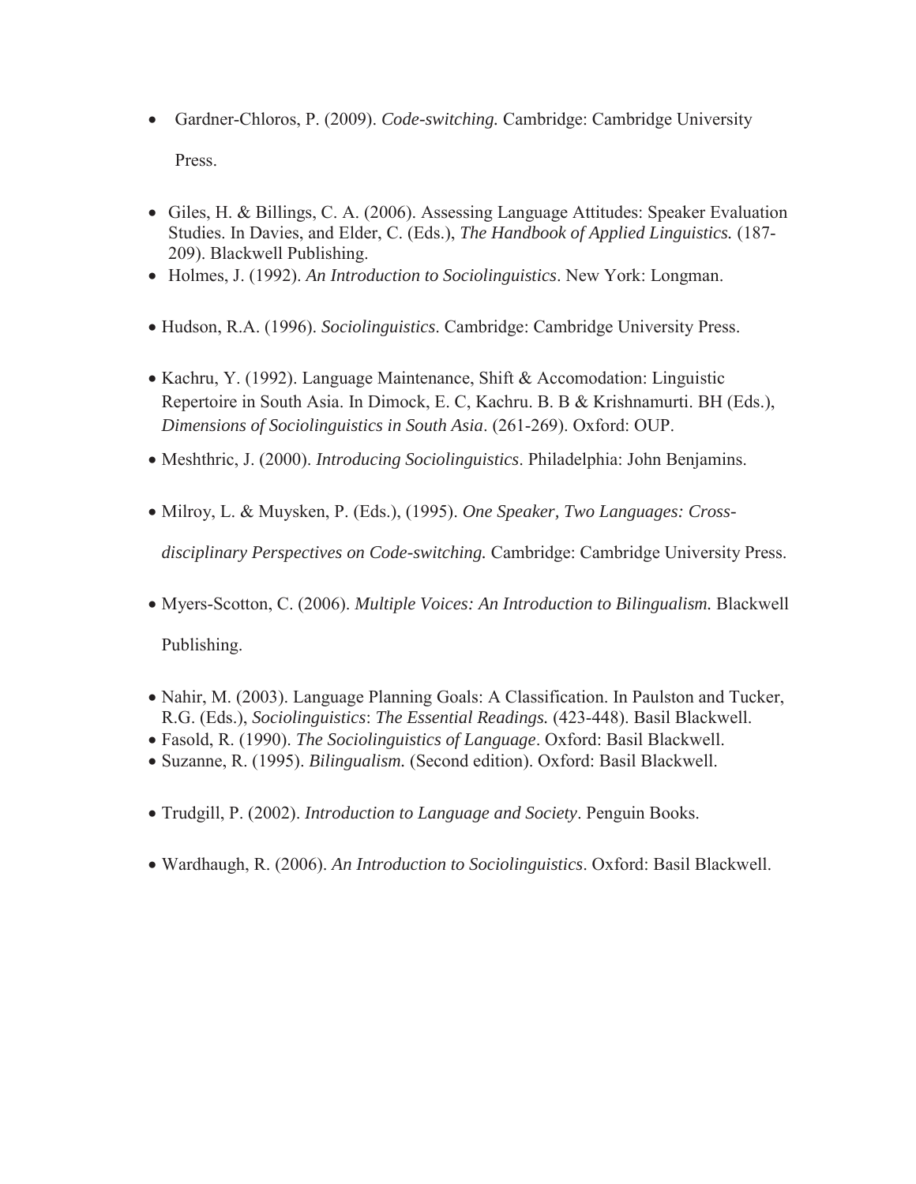- Gardner-Chloros, P. (2009). *Code-switching.* Cambridge: Cambridge University Press.
- Giles, H. & Billings, C. A. (2006). Assessing Language Attitudes: Speaker Evaluation Studies. In Davies, and Elder, C. (Eds.), *The Handbook of Applied Linguistics.* (187-209). Blackwell Publishing.
- Holmes, J. (1992). *An Introduction to Sociolinguistics*. New York: Longman.
- Hudson, R.A. (1996). *Sociolinguistics*. Cambridge: Cambridge University Press.
- Kachru, Y. (1992). Language Maintenance, Shift & Accomodation: Linguistic Repertoire in South Asia. In Dimock, E. C, Kachru. B. B & Krishnamurti. BH (Eds.), *Dimensions of Sociolinguistics in South Asia*. (261-269). Oxford: OUP.
- Meshthric, J. (2000). *Introducing Sociolinguistics*. Philadelphia: John Benjamins.
- Milroy, L. & Muysken, P. (Eds.), (1995). *One Speaker, Two Languages: Cross-disciplinary Perspectives on Code-switching.* Cambridge: Cambridge University Press.
- Myers-Scotton, C. (2006). *Multiple Voices: An Introduction to Bilingualism.* Blackwell Publishing.
- Nahir, M. (2003). Language Planning Goals: A Classification. In Paulston and Tucker, R.G. (Eds.), *Sociolinguistics*: *The Essential Readings.* (423-448). Basil Blackwell.
- Fasold, R. (1990). *The Sociolinguistics of Language*. Oxford: Basil Blackwell.
- Suzanne, R. (1995). *Bilingualism.* (Second edition). Oxford: Basil Blackwell.
- Trudgill, P. (2002). *Introduction to Language and Society*. Penguin Books.
- Wardhaugh, R. (2006). *An Introduction to Sociolinguistics*. Oxford: Basil Blackwell.